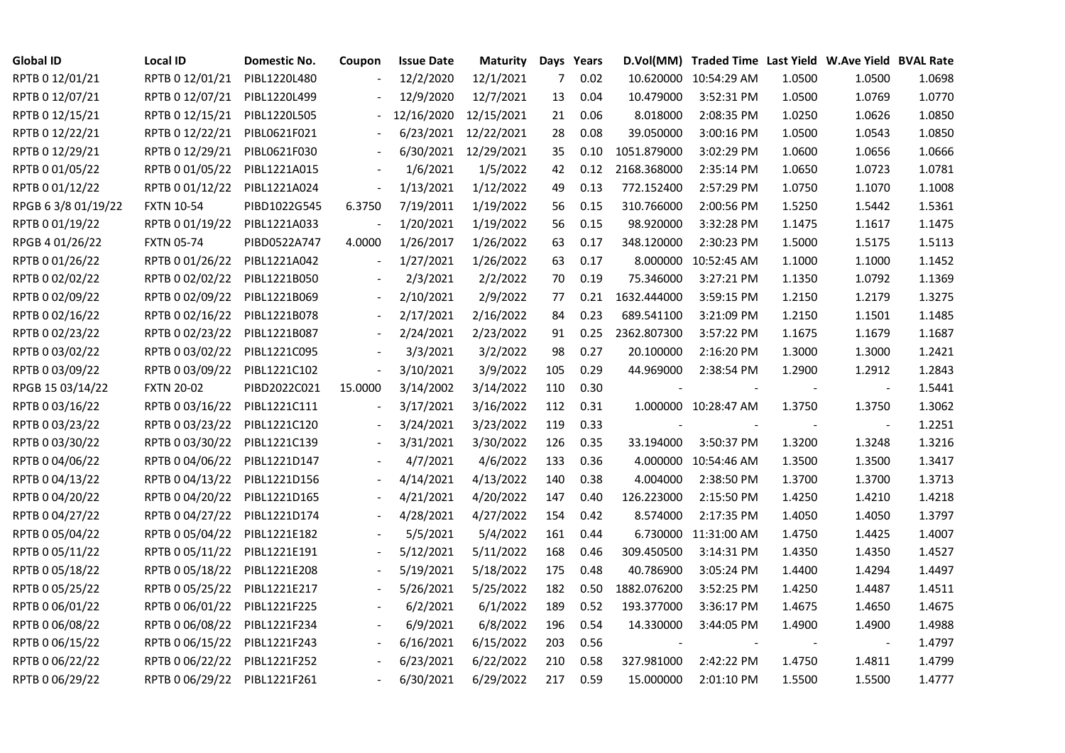| Global ID | Local ID | Domestic No. | Coupon | Issue Date | Maturity | Days | Years | D.Vol(MM) | Traded Time | Last Yield | W.Ave Yield | BVAL Rate |
|---|---|---|---|---|---|---|---|---|---|---|---|---|
| RPTB 0 12/01/21 | RPTB 0 12/01/21 | PIBL1220L480 | - | 12/2/2020 | 12/1/2021 | 7 | 0.02 | 10.620000 | 10:54:29 AM | 1.0500 | 1.0500 | 1.0698 |
| RPTB 0 12/07/21 | RPTB 0 12/07/21 | PIBL1220L499 | - | 12/9/2020 | 12/7/2021 | 13 | 0.04 | 10.479000 | 3:52:31 PM | 1.0500 | 1.0769 | 1.0770 |
| RPTB 0 12/15/21 | RPTB 0 12/15/21 | PIBL1220L505 | - | 12/16/2020 | 12/15/2021 | 21 | 0.06 | 8.018000 | 2:08:35 PM | 1.0250 | 1.0626 | 1.0850 |
| RPTB 0 12/22/21 | RPTB 0 12/22/21 | PIBL0621F021 | - | 6/23/2021 | 12/22/2021 | 28 | 0.08 | 39.050000 | 3:00:16 PM | 1.0500 | 1.0543 | 1.0850 |
| RPTB 0 12/29/21 | RPTB 0 12/29/21 | PIBL0621F030 | - | 6/30/2021 | 12/29/2021 | 35 | 0.10 | 1051.879000 | 3:02:29 PM | 1.0600 | 1.0656 | 1.0666 |
| RPTB 0 01/05/22 | RPTB 0 01/05/22 | PIBL1221A015 | - | 1/6/2021 | 1/5/2022 | 42 | 0.12 | 2168.368000 | 2:35:14 PM | 1.0650 | 1.0723 | 1.0781 |
| RPTB 0 01/12/22 | RPTB 0 01/12/22 | PIBL1221A024 | - | 1/13/2021 | 1/12/2022 | 49 | 0.13 | 772.152400 | 2:57:29 PM | 1.0750 | 1.1070 | 1.1008 |
| RPGB 6 3/8 01/19/22 | FXTN 10-54 | PIBD1022G545 | 6.3750 | 7/19/2011 | 1/19/2022 | 56 | 0.15 | 310.766000 | 2:00:56 PM | 1.5250 | 1.5442 | 1.5361 |
| RPTB 0 01/19/22 | RPTB 0 01/19/22 | PIBL1221A033 | - | 1/20/2021 | 1/19/2022 | 56 | 0.15 | 98.920000 | 3:32:28 PM | 1.1475 | 1.1617 | 1.1475 |
| RPGB 4 01/26/22 | FXTN 05-74 | PIBD0522A747 | 4.0000 | 1/26/2017 | 1/26/2022 | 63 | 0.17 | 348.120000 | 2:30:23 PM | 1.5000 | 1.5175 | 1.5113 |
| RPTB 0 01/26/22 | RPTB 0 01/26/22 | PIBL1221A042 | - | 1/27/2021 | 1/26/2022 | 63 | 0.17 | 8.000000 | 10:52:45 AM | 1.1000 | 1.1000 | 1.1452 |
| RPTB 0 02/02/22 | RPTB 0 02/02/22 | PIBL1221B050 | - | 2/3/2021 | 2/2/2022 | 70 | 0.19 | 75.346000 | 3:27:21 PM | 1.1350 | 1.0792 | 1.1369 |
| RPTB 0 02/09/22 | RPTB 0 02/09/22 | PIBL1221B069 | - | 2/10/2021 | 2/9/2022 | 77 | 0.21 | 1632.444000 | 3:59:15 PM | 1.2150 | 1.2179 | 1.3275 |
| RPTB 0 02/16/22 | RPTB 0 02/16/22 | PIBL1221B078 | - | 2/17/2021 | 2/16/2022 | 84 | 0.23 | 689.541100 | 3:21:09 PM | 1.2150 | 1.1501 | 1.1485 |
| RPTB 0 02/23/22 | RPTB 0 02/23/22 | PIBL1221B087 | - | 2/24/2021 | 2/23/2022 | 91 | 0.25 | 2362.807300 | 3:57:22 PM | 1.1675 | 1.1679 | 1.1687 |
| RPTB 0 03/02/22 | RPTB 0 03/02/22 | PIBL1221C095 | - | 3/3/2021 | 3/2/2022 | 98 | 0.27 | 20.100000 | 2:16:20 PM | 1.3000 | 1.3000 | 1.2421 |
| RPTB 0 03/09/22 | RPTB 0 03/09/22 | PIBL1221C102 | - | 3/10/2021 | 3/9/2022 | 105 | 0.29 | 44.969000 | 2:38:54 PM | 1.2900 | 1.2912 | 1.2843 |
| RPGB 15 03/14/22 | FXTN 20-02 | PIBD2022C021 | 15.0000 | 3/14/2002 | 3/14/2022 | 110 | 0.30 | - | - | - | - | 1.5441 |
| RPTB 0 03/16/22 | RPTB 0 03/16/22 | PIBL1221C111 | - | 3/17/2021 | 3/16/2022 | 112 | 0.31 | 1.000000 | 10:28:47 AM | 1.3750 | 1.3750 | 1.3062 |
| RPTB 0 03/23/22 | RPTB 0 03/23/22 | PIBL1221C120 | - | 3/24/2021 | 3/23/2022 | 119 | 0.33 | - | - | - | - | 1.2251 |
| RPTB 0 03/30/22 | RPTB 0 03/30/22 | PIBL1221C139 | - | 3/31/2021 | 3/30/2022 | 126 | 0.35 | 33.194000 | 3:50:37 PM | 1.3200 | 1.3248 | 1.3216 |
| RPTB 0 04/06/22 | RPTB 0 04/06/22 | PIBL1221D147 | - | 4/7/2021 | 4/6/2022 | 133 | 0.36 | 4.000000 | 10:54:46 AM | 1.3500 | 1.3500 | 1.3417 |
| RPTB 0 04/13/22 | RPTB 0 04/13/22 | PIBL1221D156 | - | 4/14/2021 | 4/13/2022 | 140 | 0.38 | 4.004000 | 2:38:50 PM | 1.3700 | 1.3700 | 1.3713 |
| RPTB 0 04/20/22 | RPTB 0 04/20/22 | PIBL1221D165 | - | 4/21/2021 | 4/20/2022 | 147 | 0.40 | 126.223000 | 2:15:50 PM | 1.4250 | 1.4210 | 1.4218 |
| RPTB 0 04/27/22 | RPTB 0 04/27/22 | PIBL1221D174 | - | 4/28/2021 | 4/27/2022 | 154 | 0.42 | 8.574000 | 2:17:35 PM | 1.4050 | 1.4050 | 1.3797 |
| RPTB 0 05/04/22 | RPTB 0 05/04/22 | PIBL1221E182 | - | 5/5/2021 | 5/4/2022 | 161 | 0.44 | 6.730000 | 11:31:00 AM | 1.4750 | 1.4425 | 1.4007 |
| RPTB 0 05/11/22 | RPTB 0 05/11/22 | PIBL1221E191 | - | 5/12/2021 | 5/11/2022 | 168 | 0.46 | 309.450500 | 3:14:31 PM | 1.4350 | 1.4350 | 1.4527 |
| RPTB 0 05/18/22 | RPTB 0 05/18/22 | PIBL1221E208 | - | 5/19/2021 | 5/18/2022 | 175 | 0.48 | 40.786900 | 3:05:24 PM | 1.4400 | 1.4294 | 1.4497 |
| RPTB 0 05/25/22 | RPTB 0 05/25/22 | PIBL1221E217 | - | 5/26/2021 | 5/25/2022 | 182 | 0.50 | 1882.076200 | 3:52:25 PM | 1.4250 | 1.4487 | 1.4511 |
| RPTB 0 06/01/22 | RPTB 0 06/01/22 | PIBL1221F225 | - | 6/2/2021 | 6/1/2022 | 189 | 0.52 | 193.377000 | 3:36:17 PM | 1.4675 | 1.4650 | 1.4675 |
| RPTB 0 06/08/22 | RPTB 0 06/08/22 | PIBL1221F234 | - | 6/9/2021 | 6/8/2022 | 196 | 0.54 | 14.330000 | 3:44:05 PM | 1.4900 | 1.4900 | 1.4988 |
| RPTB 0 06/15/22 | RPTB 0 06/15/22 | PIBL1221F243 | - | 6/16/2021 | 6/15/2022 | 203 | 0.56 | - | - | - | - | 1.4797 |
| RPTB 0 06/22/22 | RPTB 0 06/22/22 | PIBL1221F252 | - | 6/23/2021 | 6/22/2022 | 210 | 0.58 | 327.981000 | 2:42:22 PM | 1.4750 | 1.4811 | 1.4799 |
| RPTB 0 06/29/22 | RPTB 0 06/29/22 | PIBL1221F261 | - | 6/30/2021 | 6/29/2022 | 217 | 0.59 | 15.000000 | 2:01:10 PM | 1.5500 | 1.5500 | 1.4777 |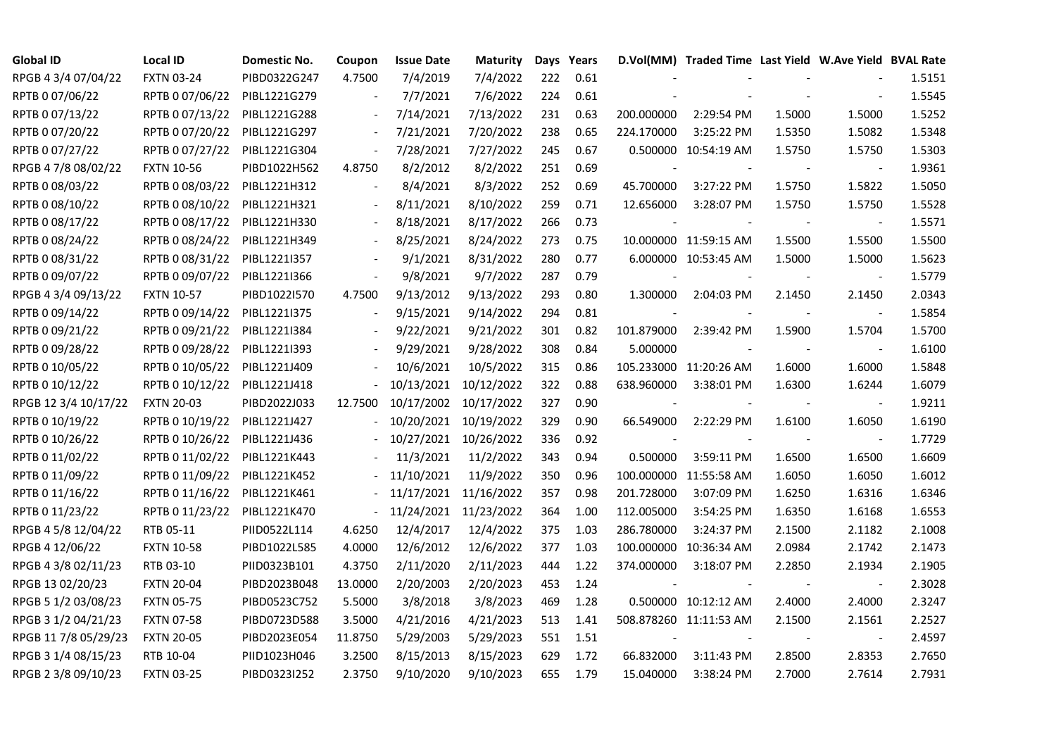| Global ID | Local ID | Domestic No. | Coupon | Issue Date | Maturity | Days | Years | D.Vol(MM) | Traded Time | Last Yield | W.Ave Yield | BVAL Rate |
|---|---|---|---|---|---|---|---|---|---|---|---|---|
| RPGB 4 3/4 07/04/22 | FXTN 03-24 | PIBD0322G247 | 4.7500 | 7/4/2019 | 7/4/2022 | 222 | 0.61 | - | - | - | - | 1.5151 |
| RPTB 0 07/06/22 | RPTB 0 07/06/22 | PIBL1221G279 | - | 7/7/2021 | 7/6/2022 | 224 | 0.61 | - | - | - | - | 1.5545 |
| RPTB 0 07/13/22 | RPTB 0 07/13/22 | PIBL1221G288 | - | 7/14/2021 | 7/13/2022 | 231 | 0.63 | 200.000000 | 2:29:54 PM | 1.5000 | 1.5000 | 1.5252 |
| RPTB 0 07/20/22 | RPTB 0 07/20/22 | PIBL1221G297 | - | 7/21/2021 | 7/20/2022 | 238 | 0.65 | 224.170000 | 3:25:22 PM | 1.5350 | 1.5082 | 1.5348 |
| RPTB 0 07/27/22 | RPTB 0 07/27/22 | PIBL1221G304 | - | 7/28/2021 | 7/27/2022 | 245 | 0.67 | 0.500000 | 10:54:19 AM | 1.5750 | 1.5750 | 1.5303 |
| RPGB 4 7/8 08/02/22 | FXTN 10-56 | PIBD1022H562 | 4.8750 | 8/2/2012 | 8/2/2022 | 251 | 0.69 | - | - | - | - | 1.9361 |
| RPTB 0 08/03/22 | RPTB 0 08/03/22 | PIBL1221H312 | - | 8/4/2021 | 8/3/2022 | 252 | 0.69 | 45.700000 | 3:27:22 PM | 1.5750 | 1.5822 | 1.5050 |
| RPTB 0 08/10/22 | RPTB 0 08/10/22 | PIBL1221H321 | - | 8/11/2021 | 8/10/2022 | 259 | 0.71 | 12.656000 | 3:28:07 PM | 1.5750 | 1.5750 | 1.5528 |
| RPTB 0 08/17/22 | RPTB 0 08/17/22 | PIBL1221H330 | - | 8/18/2021 | 8/17/2022 | 266 | 0.73 | - | - | - | - | 1.5571 |
| RPTB 0 08/24/22 | RPTB 0 08/24/22 | PIBL1221H349 | - | 8/25/2021 | 8/24/2022 | 273 | 0.75 | 10.000000 | 11:59:15 AM | 1.5500 | 1.5500 | 1.5500 |
| RPTB 0 08/31/22 | RPTB 0 08/31/22 | PIBL1221I357 | - | 9/1/2021 | 8/31/2022 | 280 | 0.77 | 6.000000 | 10:53:45 AM | 1.5000 | 1.5000 | 1.5623 |
| RPTB 0 09/07/22 | RPTB 0 09/07/22 | PIBL1221I366 | - | 9/8/2021 | 9/7/2022 | 287 | 0.79 | - | - | - | - | 1.5779 |
| RPGB 4 3/4 09/13/22 | FXTN 10-57 | PIBD1022I570 | 4.7500 | 9/13/2012 | 9/13/2022 | 293 | 0.80 | 1.300000 | 2:04:03 PM | 2.1450 | 2.1450 | 2.0343 |
| RPTB 0 09/14/22 | RPTB 0 09/14/22 | PIBL1221I375 | - | 9/15/2021 | 9/14/2022 | 294 | 0.81 | - | - | - | - | 1.5854 |
| RPTB 0 09/21/22 | RPTB 0 09/21/22 | PIBL1221I384 | - | 9/22/2021 | 9/21/2022 | 301 | 0.82 | 101.879000 | 2:39:42 PM | 1.5900 | 1.5704 | 1.5700 |
| RPTB 0 09/28/22 | RPTB 0 09/28/22 | PIBL1221I393 | - | 9/29/2021 | 9/28/2022 | 308 | 0.84 | 5.000000 | - | - | - | 1.6100 |
| RPTB 0 10/05/22 | RPTB 0 10/05/22 | PIBL1221J409 | - | 10/6/2021 | 10/5/2022 | 315 | 0.86 | 105.233000 | 11:20:26 AM | 1.6000 | 1.6000 | 1.5848 |
| RPTB 0 10/12/22 | RPTB 0 10/12/22 | PIBL1221J418 | - | 10/13/2021 | 10/12/2022 | 322 | 0.88 | 638.960000 | 3:38:01 PM | 1.6300 | 1.6244 | 1.6079 |
| RPGB 12 3/4 10/17/22 | FXTN 20-03 | PIBD2022J033 | 12.7500 | 10/17/2002 | 10/17/2022 | 327 | 0.90 | - | - | - | - | 1.9211 |
| RPTB 0 10/19/22 | RPTB 0 10/19/22 | PIBL1221J427 | - | 10/20/2021 | 10/19/2022 | 329 | 0.90 | 66.549000 | 2:22:29 PM | 1.6100 | 1.6050 | 1.6190 |
| RPTB 0 10/26/22 | RPTB 0 10/26/22 | PIBL1221J436 | - | 10/27/2021 | 10/26/2022 | 336 | 0.92 | - | - | - | - | 1.7729 |
| RPTB 0 11/02/22 | RPTB 0 11/02/22 | PIBL1221K443 | - | 11/3/2021 | 11/2/2022 | 343 | 0.94 | 0.500000 | 3:59:11 PM | 1.6500 | 1.6500 | 1.6609 |
| RPTB 0 11/09/22 | RPTB 0 11/09/22 | PIBL1221K452 | - | 11/10/2021 | 11/9/2022 | 350 | 0.96 | 100.000000 | 11:55:58 AM | 1.6050 | 1.6050 | 1.6012 |
| RPTB 0 11/16/22 | RPTB 0 11/16/22 | PIBL1221K461 | - | 11/17/2021 | 11/16/2022 | 357 | 0.98 | 201.728000 | 3:07:09 PM | 1.6250 | 1.6316 | 1.6346 |
| RPTB 0 11/23/22 | RPTB 0 11/23/22 | PIBL1221K470 | - | 11/24/2021 | 11/23/2022 | 364 | 1.00 | 112.005000 | 3:54:25 PM | 1.6350 | 1.6168 | 1.6553 |
| RPGB 4 5/8 12/04/22 | RTB 05-11 | PIID0522L114 | 4.6250 | 12/4/2017 | 12/4/2022 | 375 | 1.03 | 286.780000 | 3:24:37 PM | 2.1500 | 2.1182 | 2.1008 |
| RPGB 4 12/06/22 | FXTN 10-58 | PIBD1022L585 | 4.0000 | 12/6/2012 | 12/6/2022 | 377 | 1.03 | 100.000000 | 10:36:34 AM | 2.0984 | 2.1742 | 2.1473 |
| RPGB 4 3/8 02/11/23 | RTB 03-10 | PIID0323B101 | 4.3750 | 2/11/2020 | 2/11/2023 | 444 | 1.22 | 374.000000 | 3:18:07 PM | 2.2850 | 2.1934 | 2.1905 |
| RPGB 13 02/20/23 | FXTN 20-04 | PIBD2023B048 | 13.0000 | 2/20/2003 | 2/20/2023 | 453 | 1.24 | - | - | - | - | 2.3028 |
| RPGB 5 1/2 03/08/23 | FXTN 05-75 | PIBD0523C752 | 5.5000 | 3/8/2018 | 3/8/2023 | 469 | 1.28 | 0.500000 | 10:12:12 AM | 2.4000 | 2.4000 | 2.3247 |
| RPGB 3 1/2 04/21/23 | FXTN 07-58 | PIBD0723D588 | 3.5000 | 4/21/2016 | 4/21/2023 | 513 | 1.41 | 508.878260 | 11:11:53 AM | 2.1500 | 2.1561 | 2.2527 |
| RPGB 11 7/8 05/29/23 | FXTN 20-05 | PIBD2023E054 | 11.8750 | 5/29/2003 | 5/29/2023 | 551 | 1.51 | - | - | - | - | 2.4597 |
| RPGB 3 1/4 08/15/23 | RTB 10-04 | PIID1023H046 | 3.2500 | 8/15/2013 | 8/15/2023 | 629 | 1.72 | 66.832000 | 3:11:43 PM | 2.8500 | 2.8353 | 2.7650 |
| RPGB 2 3/8 09/10/23 | FXTN 03-25 | PIBD0323I252 | 2.3750 | 9/10/2020 | 9/10/2023 | 655 | 1.79 | 15.040000 | 3:38:24 PM | 2.7000 | 2.7614 | 2.7931 |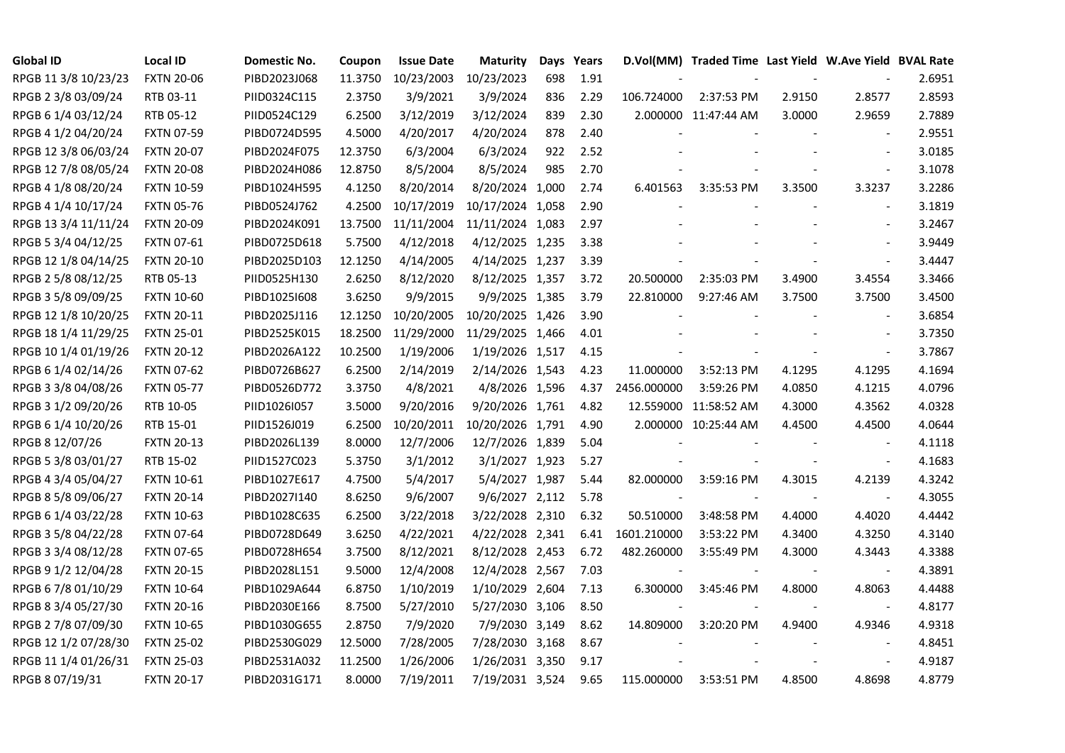| Global ID | Local ID | Domestic No. | Coupon | Issue Date | Maturity | Days | Years | D.Vol(MM) | Traded Time | Last Yield | W.Ave Yield | BVAL Rate |
|---|---|---|---|---|---|---|---|---|---|---|---|---|
| RPGB 11 3/8 10/23/23 | FXTN 20-06 | PIBD2023J068 | 11.3750 | 10/23/2003 | 10/23/2023 | 698 | 1.91 | - | - | - | - | 2.6951 |
| RPGB 2 3/8 03/09/24 | RTB 03-11 | PIID0324C115 | 2.3750 | 3/9/2021 | 3/9/2024 | 836 | 2.29 | 106.724000 | 2:37:53 PM | 2.9150 | 2.8577 | 2.8593 |
| RPGB 6 1/4 03/12/24 | RTB 05-12 | PIID0524C129 | 6.2500 | 3/12/2019 | 3/12/2024 | 839 | 2.30 | 2.000000 | 11:47:44 AM | 3.0000 | 2.9659 | 2.7889 |
| RPGB 4 1/2 04/20/24 | FXTN 07-59 | PIBD0724D595 | 4.5000 | 4/20/2017 | 4/20/2024 | 878 | 2.40 | - | - | - | - | 2.9551 |
| RPGB 12 3/8 06/03/24 | FXTN 20-07 | PIBD2024F075 | 12.3750 | 6/3/2004 | 6/3/2024 | 922 | 2.52 | - | - | - | - | 3.0185 |
| RPGB 12 7/8 08/05/24 | FXTN 20-08 | PIBD2024H086 | 12.8750 | 8/5/2004 | 8/5/2024 | 985 | 2.70 | - | - | - | - | 3.1078 |
| RPGB 4 1/8 08/20/24 | FXTN 10-59 | PIBD1024H595 | 4.1250 | 8/20/2014 | 8/20/2024 | 1,000 | 2.74 | 6.401563 | 3:35:53 PM | 3.3500 | 3.3237 | 3.2286 |
| RPGB 4 1/4 10/17/24 | FXTN 05-76 | PIBD0524J762 | 4.2500 | 10/17/2019 | 10/17/2024 | 1,058 | 2.90 | - | - | - | - | 3.1819 |
| RPGB 13 3/4 11/11/24 | FXTN 20-09 | PIBD2024K091 | 13.7500 | 11/11/2004 | 11/11/2024 | 1,083 | 2.97 | - | - | - | - | 3.2467 |
| RPGB 5 3/4 04/12/25 | FXTN 07-61 | PIBD0725D618 | 5.7500 | 4/12/2018 | 4/12/2025 | 1,235 | 3.38 | - | - | - | - | 3.9449 |
| RPGB 12 1/8 04/14/25 | FXTN 20-10 | PIBD2025D103 | 12.1250 | 4/14/2005 | 4/14/2025 | 1,237 | 3.39 | - | - | - | - | 3.4447 |
| RPGB 2 5/8 08/12/25 | RTB 05-13 | PIID0525H130 | 2.6250 | 8/12/2020 | 8/12/2025 | 1,357 | 3.72 | 20.500000 | 2:35:03 PM | 3.4900 | 3.4554 | 3.3466 |
| RPGB 3 5/8 09/09/25 | FXTN 10-60 | PIBD1025I608 | 3.6250 | 9/9/2015 | 9/9/2025 | 1,385 | 3.79 | 22.810000 | 9:27:46 AM | 3.7500 | 3.7500 | 3.4500 |
| RPGB 12 1/8 10/20/25 | FXTN 20-11 | PIBD2025J116 | 12.1250 | 10/20/2005 | 10/20/2025 | 1,426 | 3.90 | - | - | - | - | 3.6854 |
| RPGB 18 1/4 11/29/25 | FXTN 25-01 | PIBD2525K015 | 18.2500 | 11/29/2000 | 11/29/2025 | 1,466 | 4.01 | - | - | - | - | 3.7350 |
| RPGB 10 1/4 01/19/26 | FXTN 20-12 | PIBD2026A122 | 10.2500 | 1/19/2006 | 1/19/2026 | 1,517 | 4.15 | - | - | - | - | 3.7867 |
| RPGB 6 1/4 02/14/26 | FXTN 07-62 | PIBD0726B627 | 6.2500 | 2/14/2019 | 2/14/2026 | 1,543 | 4.23 | 11.000000 | 3:52:13 PM | 4.1295 | 4.1295 | 4.1694 |
| RPGB 3 3/8 04/08/26 | FXTN 05-77 | PIBD0526D772 | 3.3750 | 4/8/2021 | 4/8/2026 | 1,596 | 4.37 | 2456.000000 | 3:59:26 PM | 4.0850 | 4.1215 | 4.0796 |
| RPGB 3 1/2 09/20/26 | RTB 10-05 | PIID1026I057 | 3.5000 | 9/20/2016 | 9/20/2026 | 1,761 | 4.82 | 12.559000 | 11:58:52 AM | 4.3000 | 4.3562 | 4.0328 |
| RPGB 6 1/4 10/20/26 | RTB 15-01 | PIID1526J019 | 6.2500 | 10/20/2011 | 10/20/2026 | 1,791 | 4.90 | 2.000000 | 10:25:44 AM | 4.4500 | 4.4500 | 4.0644 |
| RPGB 8 12/07/26 | FXTN 20-13 | PIBD2026L139 | 8.0000 | 12/7/2006 | 12/7/2026 | 1,839 | 5.04 | - | - | - | - | 4.1118 |
| RPGB 5 3/8 03/01/27 | RTB 15-02 | PIID1527C023 | 5.3750 | 3/1/2012 | 3/1/2027 | 1,923 | 5.27 | - | - | - | - | 4.1683 |
| RPGB 4 3/4 05/04/27 | FXTN 10-61 | PIBD1027E617 | 4.7500 | 5/4/2017 | 5/4/2027 | 1,987 | 5.44 | 82.000000 | 3:59:16 PM | 4.3015 | 4.2139 | 4.3242 |
| RPGB 8 5/8 09/06/27 | FXTN 20-14 | PIBD2027I140 | 8.6250 | 9/6/2007 | 9/6/2027 | 2,112 | 5.78 | - | - | - | - | 4.3055 |
| RPGB 6 1/4 03/22/28 | FXTN 10-63 | PIBD1028C635 | 6.2500 | 3/22/2018 | 3/22/2028 | 2,310 | 6.32 | 50.510000 | 3:48:58 PM | 4.4000 | 4.4020 | 4.4442 |
| RPGB 3 5/8 04/22/28 | FXTN 07-64 | PIBD0728D649 | 3.6250 | 4/22/2021 | 4/22/2028 | 2,341 | 6.41 | 1601.210000 | 3:53:22 PM | 4.3400 | 4.3250 | 4.3140 |
| RPGB 3 3/4 08/12/28 | FXTN 07-65 | PIBD0728H654 | 3.7500 | 8/12/2021 | 8/12/2028 | 2,453 | 6.72 | 482.260000 | 3:55:49 PM | 4.3000 | 4.3443 | 4.3388 |
| RPGB 9 1/2 12/04/28 | FXTN 20-15 | PIBD2028L151 | 9.5000 | 12/4/2008 | 12/4/2028 | 2,567 | 7.03 | - | - | - | - | 4.3891 |
| RPGB 6 7/8 01/10/29 | FXTN 10-64 | PIBD1029A644 | 6.8750 | 1/10/2019 | 1/10/2029 | 2,604 | 7.13 | 6.300000 | 3:45:46 PM | 4.8000 | 4.8063 | 4.4488 |
| RPGB 8 3/4 05/27/30 | FXTN 20-16 | PIBD2030E166 | 8.7500 | 5/27/2010 | 5/27/2030 | 3,106 | 8.50 | - | - | - | - | 4.8177 |
| RPGB 2 7/8 07/09/30 | FXTN 10-65 | PIBD1030G655 | 2.8750 | 7/9/2020 | 7/9/2030 | 3,149 | 8.62 | 14.809000 | 3:20:20 PM | 4.9400 | 4.9346 | 4.9318 |
| RPGB 12 1/2 07/28/30 | FXTN 25-02 | PIBD2530G029 | 12.5000 | 7/28/2005 | 7/28/2030 | 3,168 | 8.67 | - | - | - | - | 4.8451 |
| RPGB 11 1/4 01/26/31 | FXTN 25-03 | PIBD2531A032 | 11.2500 | 1/26/2006 | 1/26/2031 | 3,350 | 9.17 | - | - | - | - | 4.9187 |
| RPGB 8 07/19/31 | FXTN 20-17 | PIBD2031G171 | 8.0000 | 7/19/2011 | 7/19/2031 | 3,524 | 9.65 | 115.000000 | 3:53:51 PM | 4.8500 | 4.8698 | 4.8779 |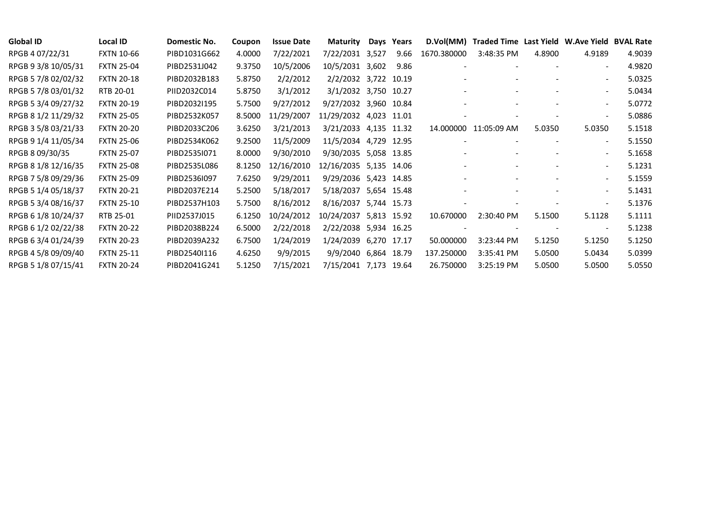| Global ID | Local ID | Domestic No. | Coupon | Issue Date | Maturity | Days | Years | D.Vol(MM) | Traded Time | Last Yield | W.Ave Yield | BVAL Rate |
|---|---|---|---|---|---|---|---|---|---|---|---|---|
| RPGB 4 07/22/31 | FXTN 10-66 | PIBD1031G662 | 4.0000 | 7/22/2021 | 7/22/2031 | 3,527 | 9.66 | 1670.380000 | 3:48:35 PM | 4.8900 | 4.9189 | 4.9039 |
| RPGB 9 3/8 10/05/31 | FXTN 25-04 | PIBD2531J042 | 9.3750 | 10/5/2006 | 10/5/2031 | 3,602 | 9.86 | - | - | - | - | 4.9820 |
| RPGB 5 7/8 02/02/32 | FXTN 20-18 | PIBD2032B183 | 5.8750 | 2/2/2012 | 2/2/2032 | 3,722 | 10.19 | - | - | - | - | 5.0325 |
| RPGB 5 7/8 03/01/32 | RTB 20-01 | PIID2032C014 | 5.8750 | 3/1/2012 | 3/1/2032 | 3,750 | 10.27 | - | - | - | - | 5.0434 |
| RPGB 5 3/4 09/27/32 | FXTN 20-19 | PIBD2032I195 | 5.7500 | 9/27/2012 | 9/27/2032 | 3,960 | 10.84 | - | - | - | - | 5.0772 |
| RPGB 8 1/2 11/29/32 | FXTN 25-05 | PIBD2532K057 | 8.5000 | 11/29/2007 | 11/29/2032 | 4,023 | 11.01 | - | - | - | - | 5.0886 |
| RPGB 3 5/8 03/21/33 | FXTN 20-20 | PIBD2033C206 | 3.6250 | 3/21/2013 | 3/21/2033 | 4,135 | 11.32 | 14.000000 | 11:05:09 AM | 5.0350 | 5.0350 | 5.1518 |
| RPGB 9 1/4 11/05/34 | FXTN 25-06 | PIBD2534K062 | 9.2500 | 11/5/2009 | 11/5/2034 | 4,729 | 12.95 | - | - | - | - | 5.1550 |
| RPGB 8 09/30/35 | FXTN 25-07 | PIBD2535I071 | 8.0000 | 9/30/2010 | 9/30/2035 | 5,058 | 13.85 | - | - | - | - | 5.1658 |
| RPGB 8 1/8 12/16/35 | FXTN 25-08 | PIBD2535L086 | 8.1250 | 12/16/2010 | 12/16/2035 | 5,135 | 14.06 | - | - | - | - | 5.1231 |
| RPGB 7 5/8 09/29/36 | FXTN 25-09 | PIBD2536I097 | 7.6250 | 9/29/2011 | 9/29/2036 | 5,423 | 14.85 | - | - | - | - | 5.1559 |
| RPGB 5 1/4 05/18/37 | FXTN 20-21 | PIBD2037E214 | 5.2500 | 5/18/2017 | 5/18/2037 | 5,654 | 15.48 | - | - | - | - | 5.1431 |
| RPGB 5 3/4 08/16/37 | FXTN 25-10 | PIBD2537H103 | 5.7500 | 8/16/2012 | 8/16/2037 | 5,744 | 15.73 | - | - | - | - | 5.1376 |
| RPGB 6 1/8 10/24/37 | RTB 25-01 | PIID2537J015 | 6.1250 | 10/24/2012 | 10/24/2037 | 5,813 | 15.92 | 10.670000 | 2:30:40 PM | 5.1500 | 5.1128 | 5.1111 |
| RPGB 6 1/2 02/22/38 | FXTN 20-22 | PIBD2038B224 | 6.5000 | 2/22/2018 | 2/22/2038 | 5,934 | 16.25 | - | - | - | - | 5.1238 |
| RPGB 6 3/4 01/24/39 | FXTN 20-23 | PIBD2039A232 | 6.7500 | 1/24/2019 | 1/24/2039 | 6,270 | 17.17 | 50.000000 | 3:23:44 PM | 5.1250 | 5.1250 | 5.1250 |
| RPGB 4 5/8 09/09/40 | FXTN 25-11 | PIBD2540I116 | 4.6250 | 9/9/2015 | 9/9/2040 | 6,864 | 18.79 | 137.250000 | 3:35:41 PM | 5.0500 | 5.0434 | 5.0399 |
| RPGB 5 1/8 07/15/41 | FXTN 20-24 | PIBD2041G241 | 5.1250 | 7/15/2021 | 7/15/2041 | 7,173 | 19.64 | 26.750000 | 3:25:19 PM | 5.0500 | 5.0500 | 5.0550 |